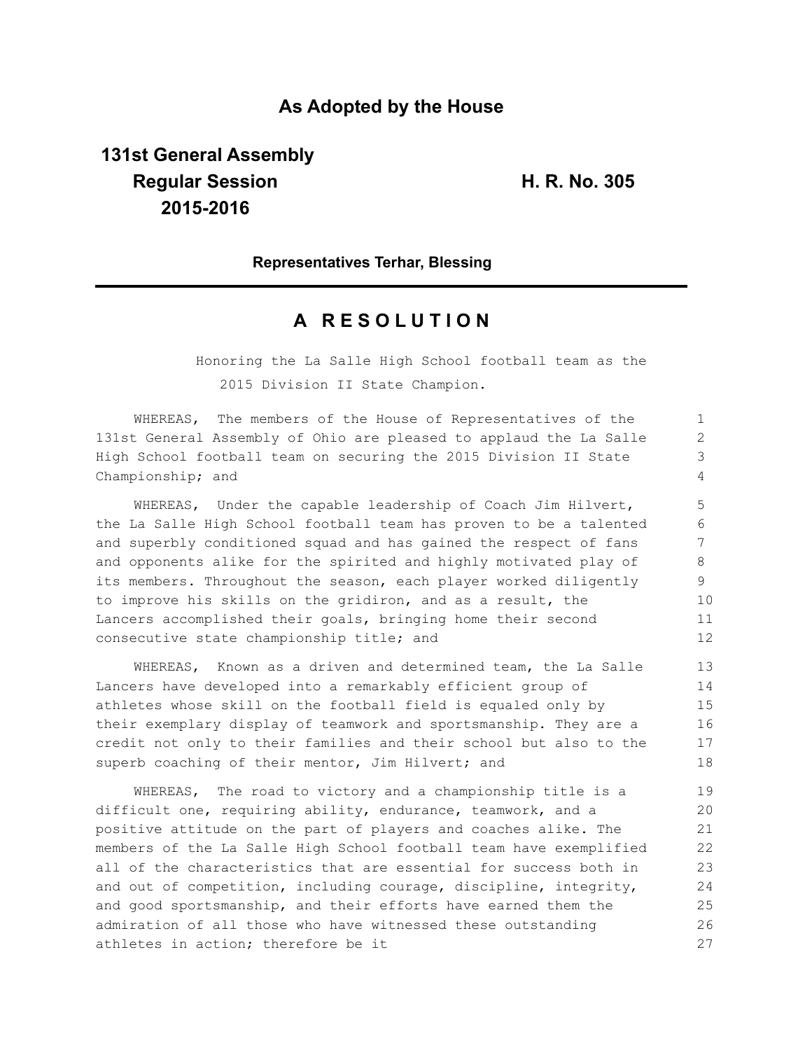## As Adopted by the House

**131st General Assembly**
**Regular Session** **H. R. No. 305**
**2015-2016**

**Representatives Terhar, Blessing**

# A R E S O L U T I O N

Honoring the La Salle High School football team as the 2015 Division II State Champion.

WHEREAS, The members of the House of Representatives of the 131st General Assembly of Ohio are pleased to applaud the La Salle High School football team on securing the 2015 Division II State Championship; and

WHEREAS, Under the capable leadership of Coach Jim Hilvert, the La Salle High School football team has proven to be a talented and superbly conditioned squad and has gained the respect of fans and opponents alike for the spirited and highly motivated play of its members. Throughout the season, each player worked diligently to improve his skills on the gridiron, and as a result, the Lancers accomplished their goals, bringing home their second consecutive state championship title; and

WHEREAS, Known as a driven and determined team, the La Salle Lancers have developed into a remarkably efficient group of athletes whose skill on the football field is equaled only by their exemplary display of teamwork and sportsmanship. They are a credit not only to their families and their school but also to the superb coaching of their mentor, Jim Hilvert; and

WHEREAS, The road to victory and a championship title is a difficult one, requiring ability, endurance, teamwork, and a positive attitude on the part of players and coaches alike. The members of the La Salle High School football team have exemplified all of the characteristics that are essential for success both in and out of competition, including courage, discipline, integrity, and good sportsmanship, and their efforts have earned them the admiration of all those who have witnessed these outstanding athletes in action; therefore be it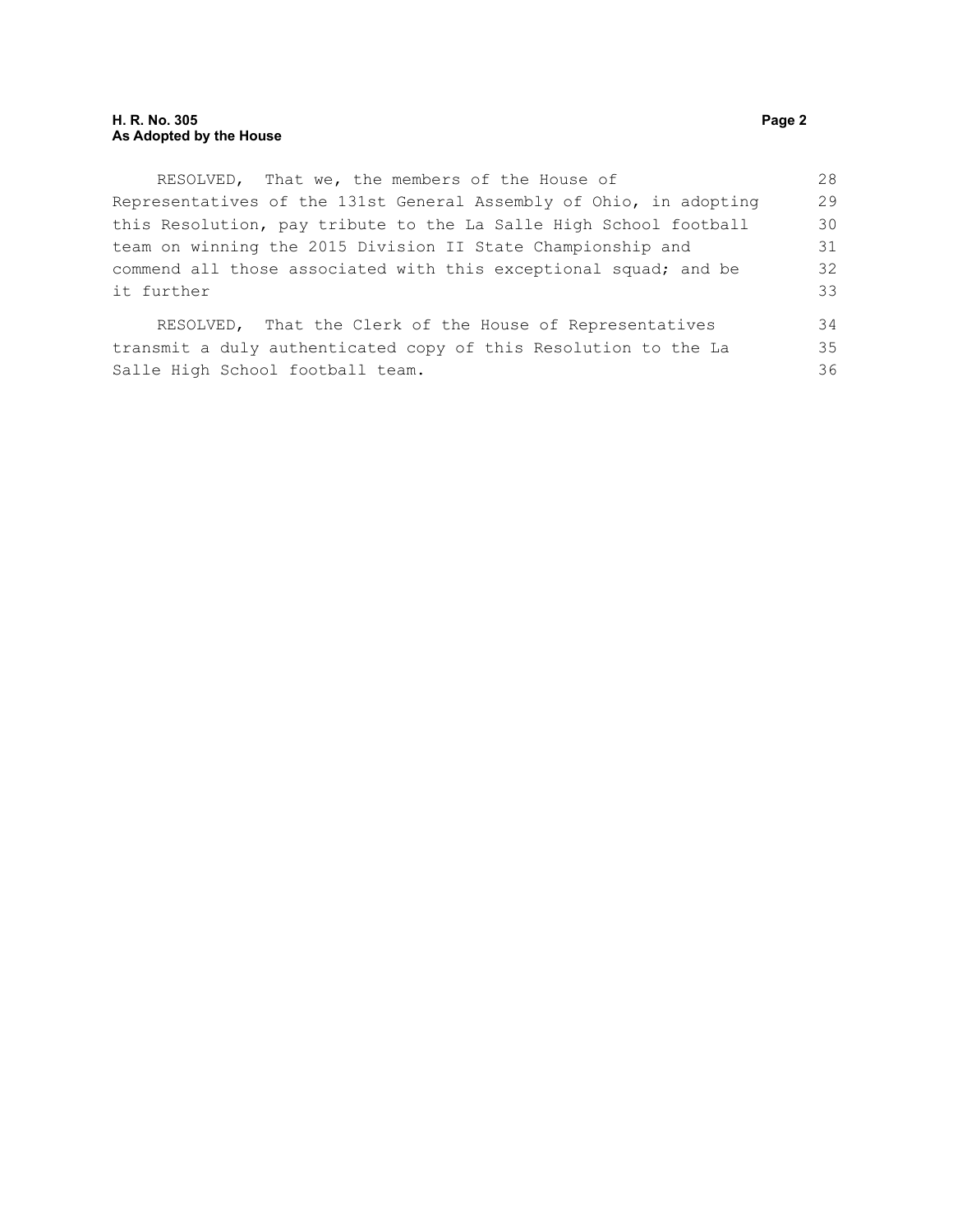RESOLVED, That we, the members of the House of Representatives of the 131st General Assembly of Ohio, in adopting this Resolution, pay tribute to the La Salle High School football team on winning the 2015 Division II State Championship and commend all those associated with this exceptional squad; and be it further

RESOLVED, That the Clerk of the House of Representatives transmit a duly authenticated copy of this Resolution to the La Salle High School football team.